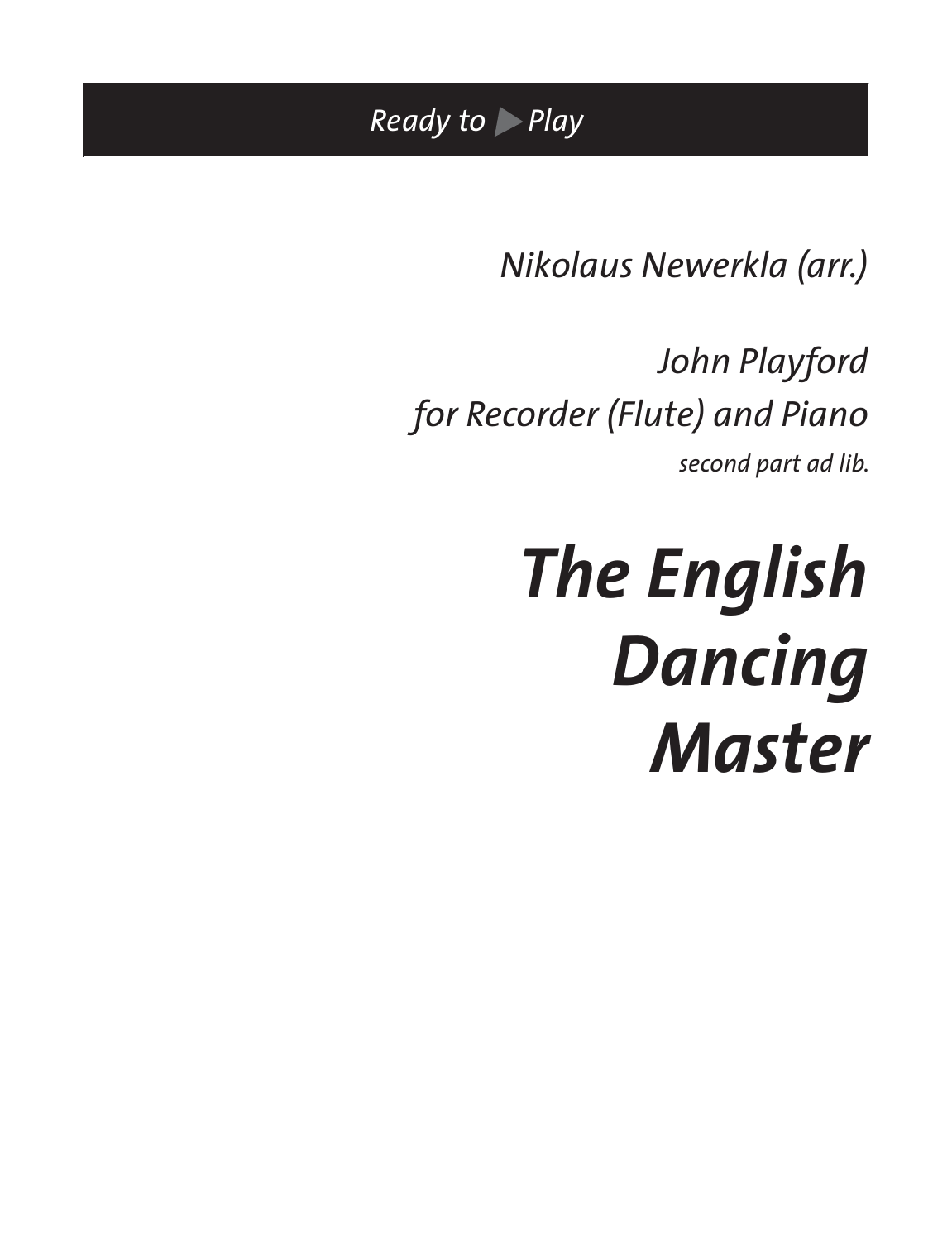*Ready to ▶ Play*

*Nikolaus Newerkla (arr.)*

*John Playford*
*for Recorder (Flute) and Piano*
*second part ad lib.*

# *The English Dancing Master*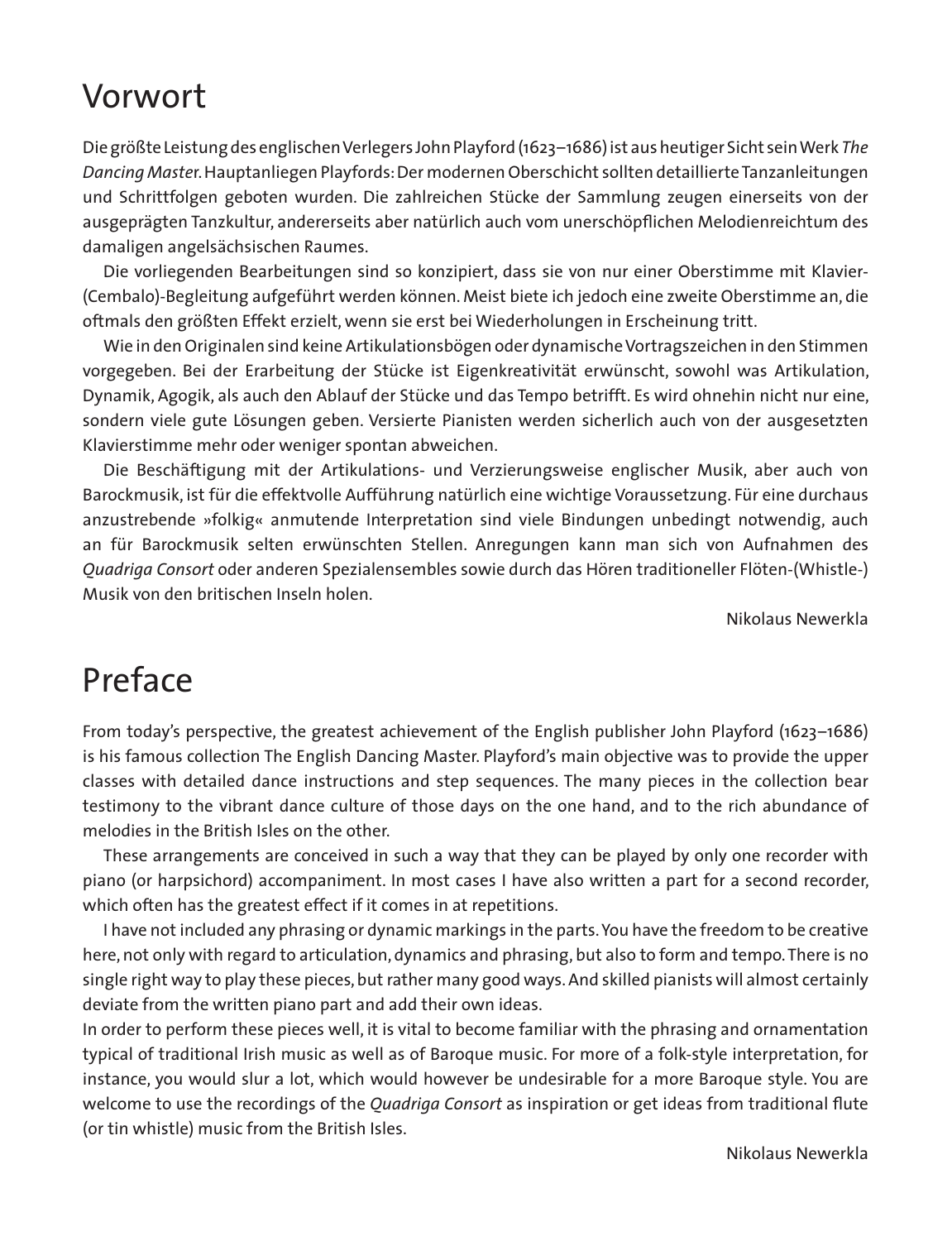# Vorwort

Die größte Leistung des englischen Verlegers John Playford (1623–1686) ist aus heutiger Sicht sein Werk *The Dancing Master*. Hauptanliegen Playfords: Der modernen Oberschicht sollten detaillierte Tanzanleitungen und Schrittfolgen geboten wurden. Die zahlreichen Stücke der Sammlung zeugen einerseits von der ausgeprägten Tanzkultur, andererseits aber natürlich auch vom unerschöpflichen Melodienreichtum des damaligen angelsächsischen Raumes.

Die vorliegenden Bearbeitungen sind so konzipiert, dass sie von nur einer Oberstimme mit Klavier-(Cembalo)-Begleitung aufgeführt werden können. Meist biete ich jedoch eine zweite Oberstimme an, die oftmals den größten Effekt erzielt, wenn sie erst bei Wiederholungen in Erscheinung tritt.

Wie in den Originalen sind keine Artikulationsbögen oder dynamische Vortragszeichen in den Stimmen vorgegeben. Bei der Erarbeitung der Stücke ist Eigenkreativität erwünscht, sowohl was Artikulation, Dynamik, Agogik, als auch den Ablauf der Stücke und das Tempo betrifft. Es wird ohnehin nicht nur eine, sondern viele gute Lösungen geben. Versierte Pianisten werden sicherlich auch von der ausgesetzten Klavierstimme mehr oder weniger spontan abweichen.

Die Beschäftigung mit der Artikulations- und Verzierungsweise englischer Musik, aber auch von Barockmusik, ist für die effektvolle Aufführung natürlich eine wichtige Voraussetzung. Für eine durchaus anzustrebende »folkig« anmutende Interpretation sind viele Bindungen unbedingt notwendig, auch an für Barockmusik selten erwünschten Stellen. Anregungen kann man sich von Aufnahmen des *Quadriga Consort* oder anderen Spezialensembles sowie durch das Hören traditioneller Flöten-(Whistle-) Musik von den britischen Inseln holen.

Nikolaus Newerkla

# Preface

From today's perspective, the greatest achievement of the English publisher John Playford (1623–1686) is his famous collection The English Dancing Master. Playford's main objective was to provide the upper classes with detailed dance instructions and step sequences. The many pieces in the collection bear testimony to the vibrant dance culture of those days on the one hand, and to the rich abundance of melodies in the British Isles on the other.

These arrangements are conceived in such a way that they can be played by only one recorder with piano (or harpsichord) accompaniment. In most cases I have also written a part for a second recorder, which often has the greatest effect if it comes in at repetitions.

I have not included any phrasing or dynamic markings in the parts. You have the freedom to be creative here, not only with regard to articulation, dynamics and phrasing, but also to form and tempo. There is no single right way to play these pieces, but rather many good ways. And skilled pianists will almost certainly deviate from the written piano part and add their own ideas.

In order to perform these pieces well, it is vital to become familiar with the phrasing and ornamentation typical of traditional Irish music as well as of Baroque music. For more of a folk-style interpretation, for instance, you would slur a lot, which would however be undesirable for a more Baroque style. You are welcome to use the recordings of the *Quadriga Consort* as inspiration or get ideas from traditional flute (or tin whistle) music from the British Isles.

Nikolaus Newerkla